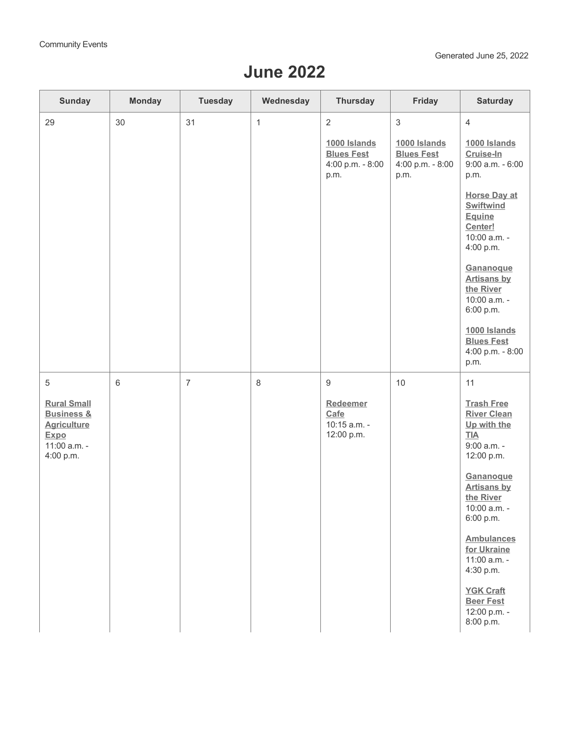Community Events

Generated June 25, 2022

# June 2022

| Sunday | Monday | Tuesday | Wednesday | Thursday | Friday | Saturday |
|---|---|---|---|---|---|---|
| 29 | 30 | 31 | 1 | 2<br><br>**1000 Islands Blues Fest**<br>4:00 p.m. - 8:00 p.m. | 3<br><br>**1000 Islands Blues Fest**<br>4:00 p.m. - 8:00 p.m. | 4<br><br>**1000 Islands Cruise-In**<br>9:00 a.m. - 6:00 p.m.<br><br>**Horse Day at Swiftwind Equine Center!**<br>10:00 a.m. - 4:00 p.m.<br><br>**Gananoque Artisans by the River**<br>10:00 a.m. - 6:00 p.m.<br><br>**1000 Islands Blues Fest**<br>4:00 p.m. - 8:00 p.m. |
| 5<br><br>**Rural Small Business & Agriculture Expo**<br>11:00 a.m. - 4:00 p.m. | 6 | 7 | 8 | 9<br><br>**Redeemer Cafe**<br>10:15 a.m. - 12:00 p.m. | 10 | 11<br><br>**Trash Free River Clean Up with the TIA**<br>9:00 a.m. - 12:00 p.m.<br><br>**Gananoque Artisans by the River**<br>10:00 a.m. - 6:00 p.m.<br><br>**Ambulances for Ukraine**<br>11:00 a.m. - 4:30 p.m.<br><br>**YGK Craft Beer Fest**<br>12:00 p.m. - 8:00 p.m. |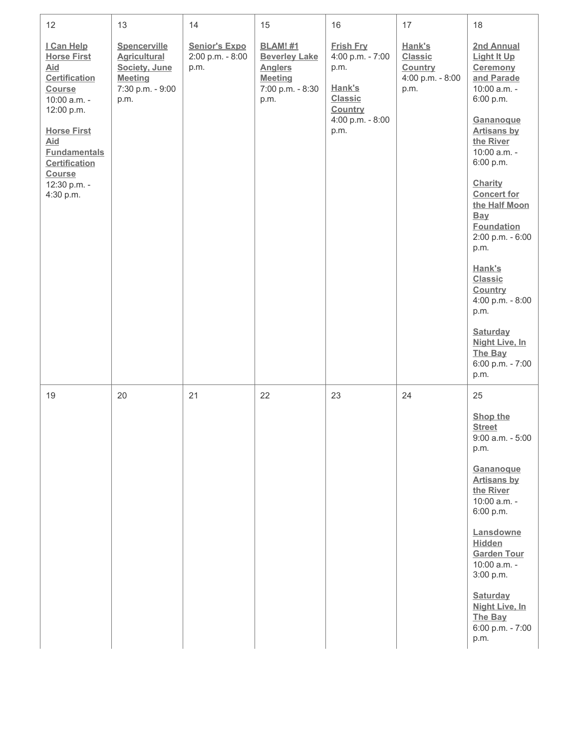| 12 | 13 | 14 | 15 | 16 | 17 | 18 |
|---|---|---|---|---|---|---|
| **I Can Help Horse First Aid Certification Course** 10:00 a.m. - 12:00 p.m.<br><br>**Horse First Aid Fundamentals Certification Course** 12:30 p.m. - 4:30 p.m. | **Spencerville Agricultural Society, June Meeting** 7:30 p.m. - 9:00 p.m. | **Senior's Expo** 2:00 p.m. - 8:00 p.m. | **BLAM! #1 Beverley Lake Anglers Meeting** 7:00 p.m. - 8:30 p.m. | **Frish Fry** 4:00 p.m. - 7:00 p.m.<br><br>**Hank's Classic Country** 4:00 p.m. - 8:00 p.m. | **Hank's Classic Country** 4:00 p.m. - 8:00 p.m. | **2nd Annual Light It Up Ceremony and Parade** 10:00 a.m. - 6:00 p.m.<br><br>**Gananoque Artisans by the River** 10:00 a.m. - 6:00 p.m.<br><br>**Charity Concert for the Half Moon Bay Foundation** 2:00 p.m. - 6:00 p.m.<br><br>**Hank's Classic Country** 4:00 p.m. - 8:00 p.m.<br><br>**Saturday Night Live, In The Bay** 6:00 p.m. - 7:00 p.m. |
| 19 | 20 | 21 | 22 | 23 | 24 | 25 |
| | | | | | | **Shop the Street** 9:00 a.m. - 5:00 p.m.<br><br>**Gananoque Artisans by the River** 10:00 a.m. - 6:00 p.m.<br><br>**Lansdowne Hidden Garden Tour** 10:00 a.m. - 3:00 p.m.<br><br>**Saturday Night Live, In The Bay** 6:00 p.m. - 7:00 p.m. |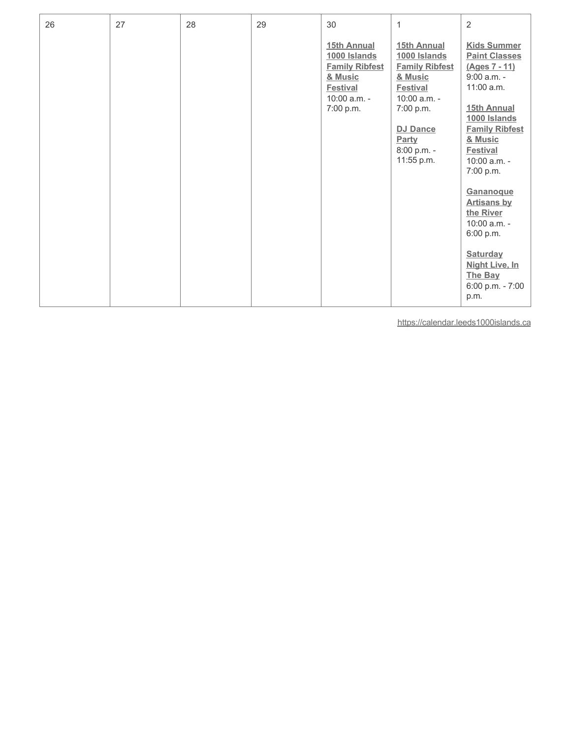| | | | | | | |
|---|---|---|---|---|---|---|
| 26 | 27 | 28 | 29 | 30<br><br>**15th Annual 1000 Islands Family Ribfest & Music Festival**<br>10:00 a.m. - 7:00 p.m. | 1<br><br>**15th Annual 1000 Islands Family Ribfest & Music Festival**<br>10:00 a.m. - 7:00 p.m.<br><br>**DJ Dance Party**<br>8:00 p.m. - 11:55 p.m. | 2<br><br>**Kids Summer Paint Classes (Ages 7 - 11)**<br>9:00 a.m. - 11:00 a.m.<br><br>**15th Annual 1000 Islands Family Ribfest & Music Festival**<br>10:00 a.m. - 7:00 p.m.<br><br>**Gananoque Artisans by the River**<br>10:00 a.m. - 6:00 p.m.<br><br>**Saturday Night Live, In The Bay**<br>6:00 p.m. - 7:00 p.m. |

https://calendar.leeds1000islands.ca